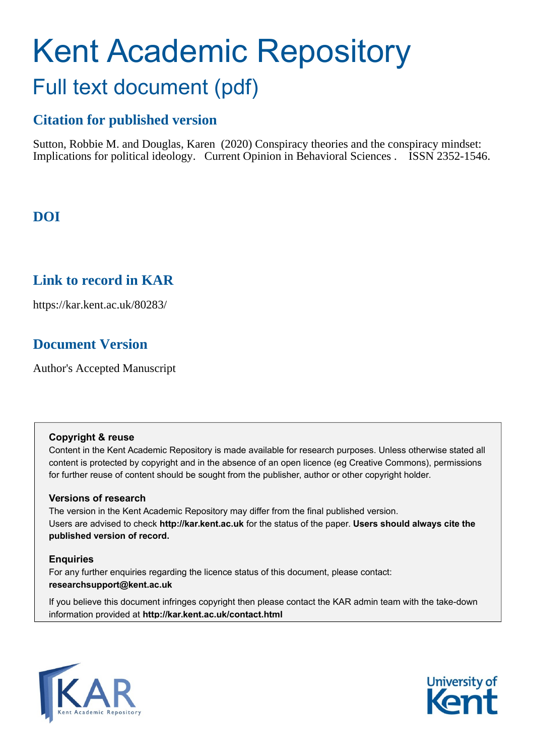# Kent Academic Repository

## Full text document (pdf)

### Citation for published version

Sutton, Robbie M. and Douglas, Karen (2020) Conspiracy theories and the conspiracy mindset: Implications for political ideology. Current Opinion in Behavioral Sciences . ISSN 2352-1546.

### DOI

### Link to record in KAR

https://kar.kent.ac.uk/80283/

### Document Version

Author's Accepted Manuscript

**Copyright & reuse**

Content in the Kent Academic Repository is made available for research purposes. Unless otherwise stated all content is protected by copyright and in the absence of an open licence (eg Creative Commons), permissions for further reuse of content should be sought from the publisher, author or other copyright holder.

**Versions of research**

The version in the Kent Academic Repository may differ from the final published version. Users are advised to check **http://kar.kent.ac.uk** for the status of the paper. **Users should always cite the published version of record.**

**Enquiries**

For any further enquiries regarding the licence status of this document, please contact: **researchsupport@kent.ac.uk**

If you believe this document infringes copyright then please contact the KAR admin team with the take-down information provided at **http://kar.kent.ac.uk/contact.html**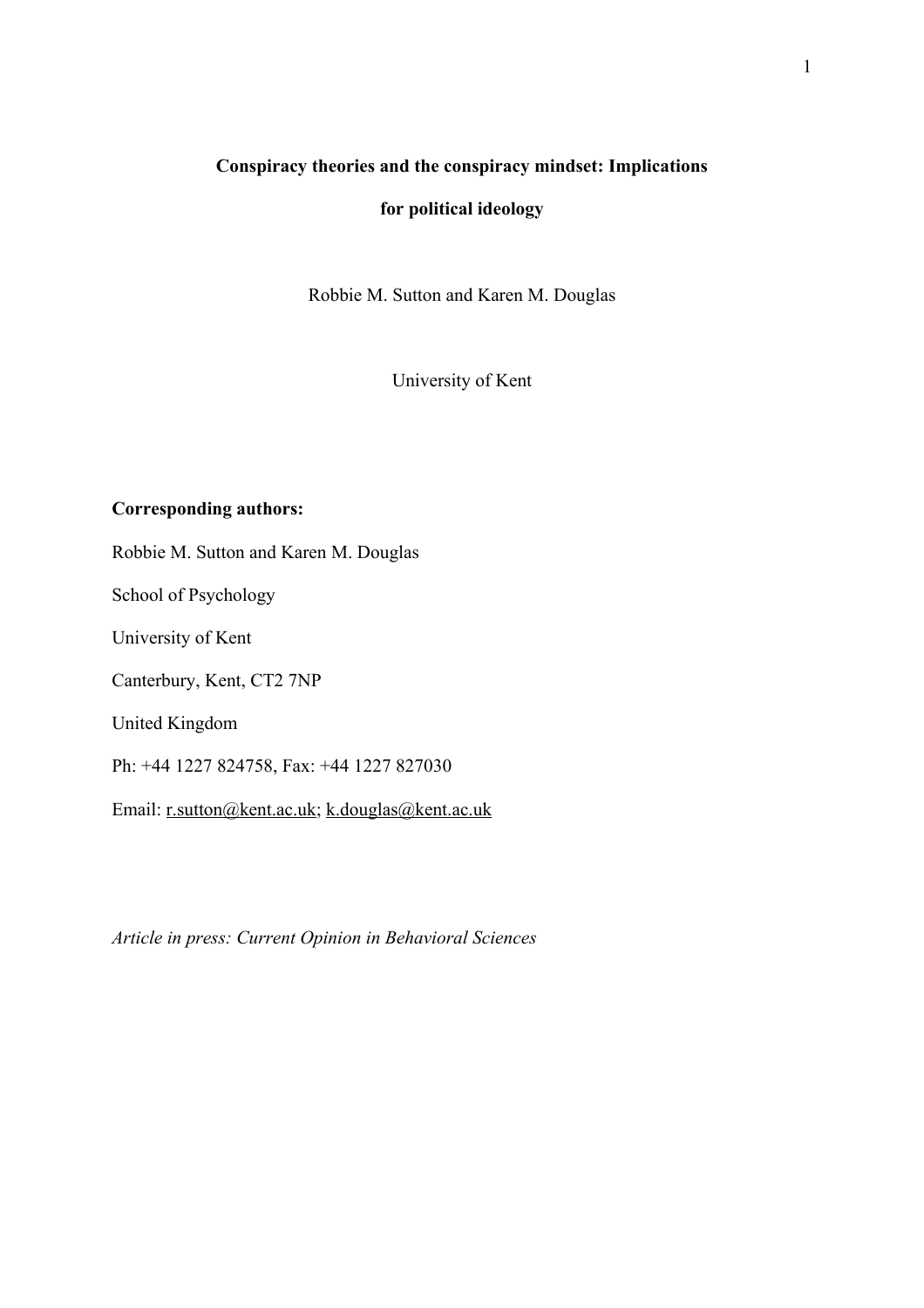**Conspiracy theories and the conspiracy mindset: Implications for political ideology**

Robbie M. Sutton and Karen M. Douglas

University of Kent

**Corresponding authors:**

Robbie M. Sutton and Karen M. Douglas

School of Psychology

University of Kent

Canterbury, Kent, CT2 7NP

United Kingdom

Ph: +44 1227 824758, Fax: +44 1227 827030

Email: r.sutton@kent.ac.uk; k.douglas@kent.ac.uk

*Article in press: Current Opinion in Behavioral Sciences*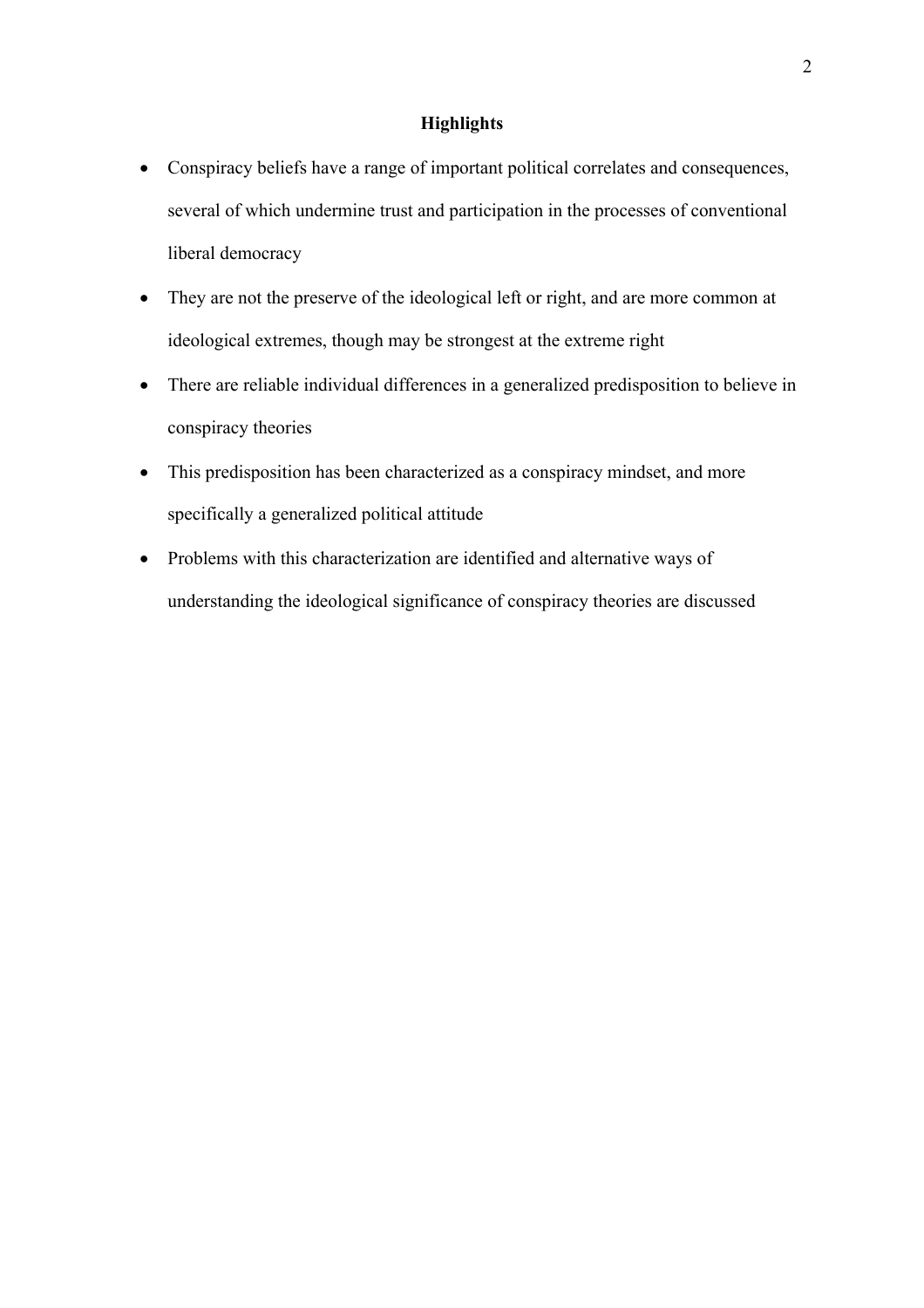## Highlights

- Conspiracy beliefs have a range of important political correlates and consequences, several of which undermine trust and participation in the processes of conventional liberal democracy
- They are not the preserve of the ideological left or right, and are more common at ideological extremes, though may be strongest at the extreme right
- There are reliable individual differences in a generalized predisposition to believe in conspiracy theories
- This predisposition has been characterized as a conspiracy mindset, and more specifically a generalized political attitude
- Problems with this characterization are identified and alternative ways of understanding the ideological significance of conspiracy theories are discussed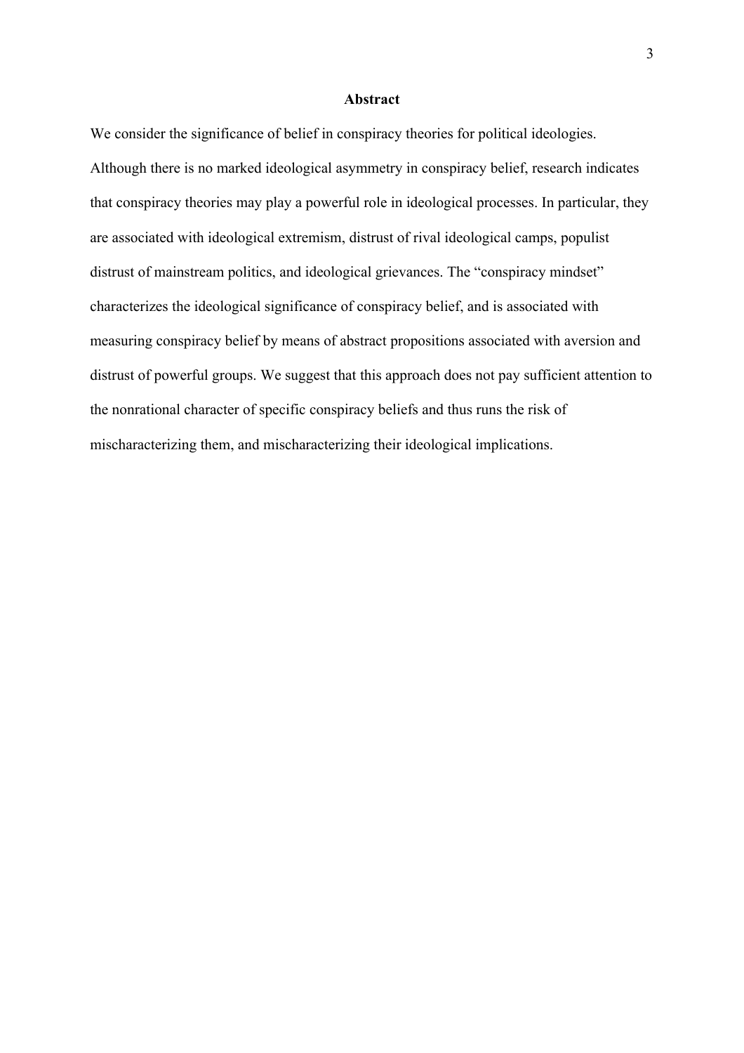## Abstract

We consider the significance of belief in conspiracy theories for political ideologies. Although there is no marked ideological asymmetry in conspiracy belief, research indicates that conspiracy theories may play a powerful role in ideological processes. In particular, they are associated with ideological extremism, distrust of rival ideological camps, populist distrust of mainstream politics, and ideological grievances. The "conspiracy mindset" characterizes the ideological significance of conspiracy belief, and is associated with measuring conspiracy belief by means of abstract propositions associated with aversion and distrust of powerful groups. We suggest that this approach does not pay sufficient attention to the nonrational character of specific conspiracy beliefs and thus runs the risk of mischaracterizing them, and mischaracterizing their ideological implications.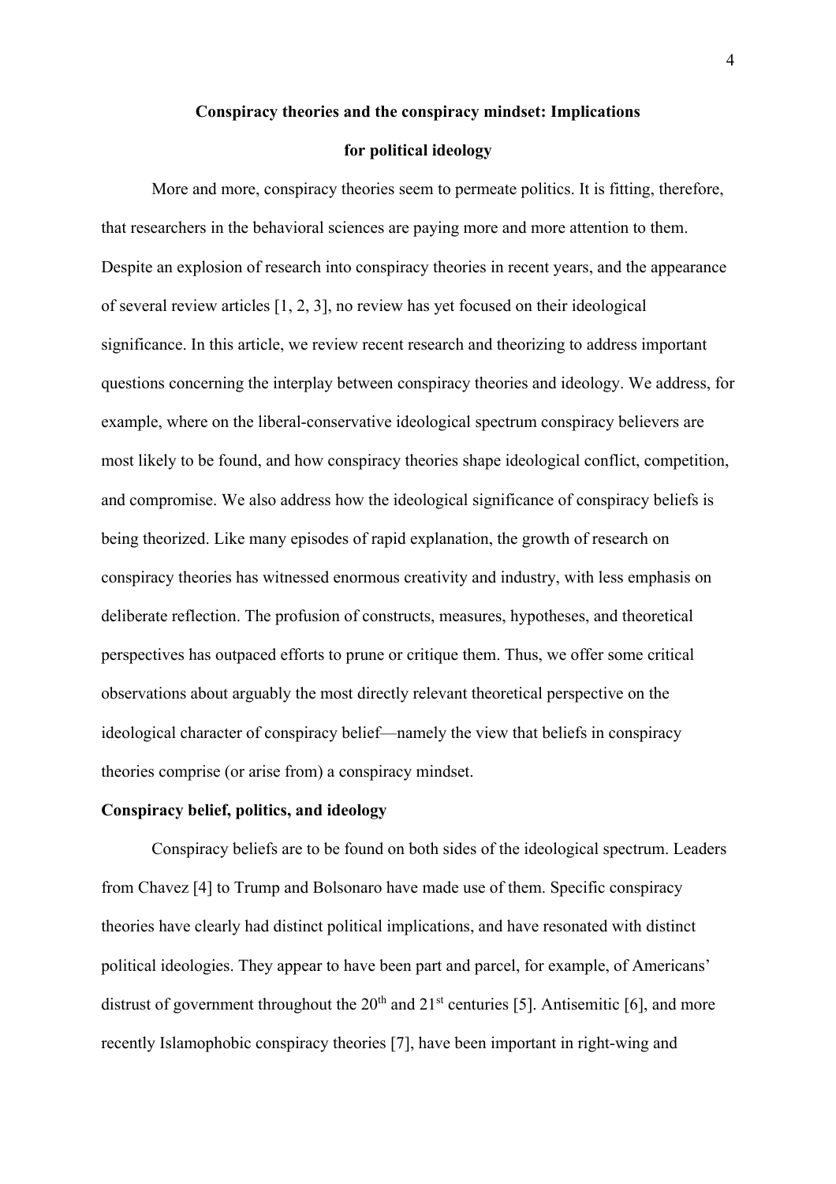**Conspiracy theories and the conspiracy mindset: Implications for political ideology**

More and more, conspiracy theories seem to permeate politics. It is fitting, therefore, that researchers in the behavioral sciences are paying more and more attention to them. Despite an explosion of research into conspiracy theories in recent years, and the appearance of several review articles [1, 2, 3], no review has yet focused on their ideological significance. In this article, we review recent research and theorizing to address important questions concerning the interplay between conspiracy theories and ideology. We address, for example, where on the liberal-conservative ideological spectrum conspiracy believers are most likely to be found, and how conspiracy theories shape ideological conflict, competition, and compromise. We also address how the ideological significance of conspiracy beliefs is being theorized. Like many episodes of rapid explanation, the growth of research on conspiracy theories has witnessed enormous creativity and industry, with less emphasis on deliberate reflection. The profusion of constructs, measures, hypotheses, and theoretical perspectives has outpaced efforts to prune or critique them. Thus, we offer some critical observations about arguably the most directly relevant theoretical perspective on the ideological character of conspiracy belief—namely the view that beliefs in conspiracy theories comprise (or arise from) a conspiracy mindset.

**Conspiracy belief, politics, and ideology**

Conspiracy beliefs are to be found on both sides of the ideological spectrum. Leaders from Chavez [4] to Trump and Bolsonaro have made use of them. Specific conspiracy theories have clearly had distinct political implications, and have resonated with distinct political ideologies. They appear to have been part and parcel, for example, of Americans' distrust of government throughout the 20th and 21st centuries [5]. Antisemitic [6], and more recently Islamophobic conspiracy theories [7], have been important in right-wing and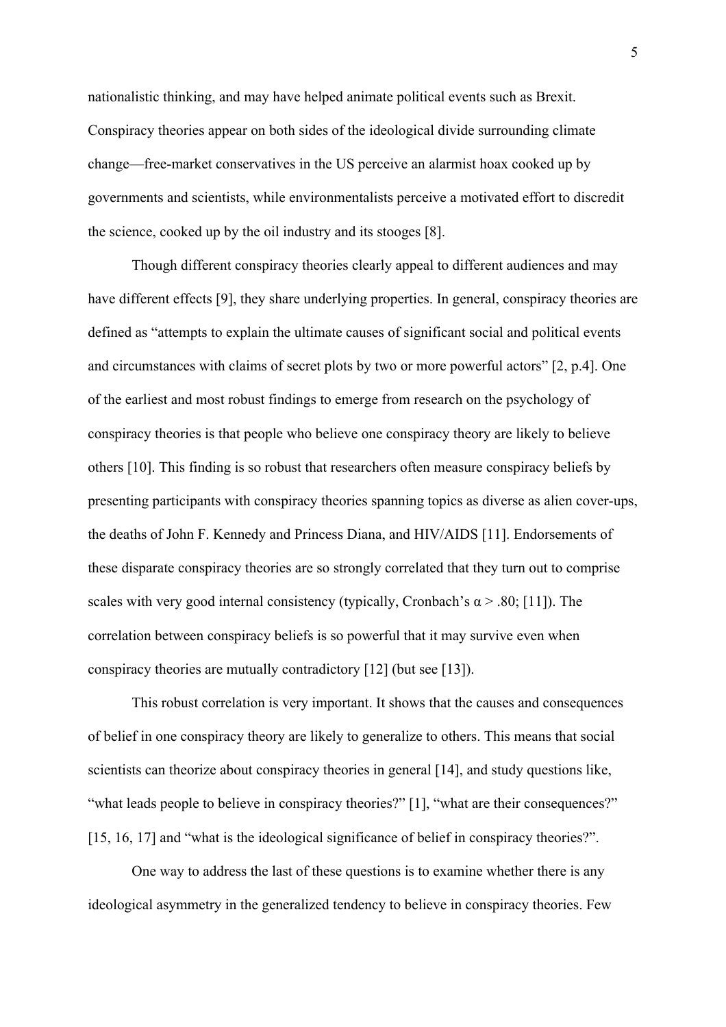nationalistic thinking, and may have helped animate political events such as Brexit. Conspiracy theories appear on both sides of the ideological divide surrounding climate change—free-market conservatives in the US perceive an alarmist hoax cooked up by governments and scientists, while environmentalists perceive a motivated effort to discredit the science, cooked up by the oil industry and its stooges [8].

Though different conspiracy theories clearly appeal to different audiences and may have different effects [9], they share underlying properties. In general, conspiracy theories are defined as "attempts to explain the ultimate causes of significant social and political events and circumstances with claims of secret plots by two or more powerful actors" [2, p.4]. One of the earliest and most robust findings to emerge from research on the psychology of conspiracy theories is that people who believe one conspiracy theory are likely to believe others [10]. This finding is so robust that researchers often measure conspiracy beliefs by presenting participants with conspiracy theories spanning topics as diverse as alien cover-ups, the deaths of John F. Kennedy and Princess Diana, and HIV/AIDS [11]. Endorsements of these disparate conspiracy theories are so strongly correlated that they turn out to comprise scales with very good internal consistency (typically, Cronbach's $\alpha > .80$; [11]). The correlation between conspiracy beliefs is so powerful that it may survive even when conspiracy theories are mutually contradictory [12] (but see [13]).

This robust correlation is very important. It shows that the causes and consequences of belief in one conspiracy theory are likely to generalize to others. This means that social scientists can theorize about conspiracy theories in general [14], and study questions like, "what leads people to believe in conspiracy theories?" [1], "what are their consequences?" [15, 16, 17] and "what is the ideological significance of belief in conspiracy theories?".

One way to address the last of these questions is to examine whether there is any ideological asymmetry in the generalized tendency to believe in conspiracy theories. Few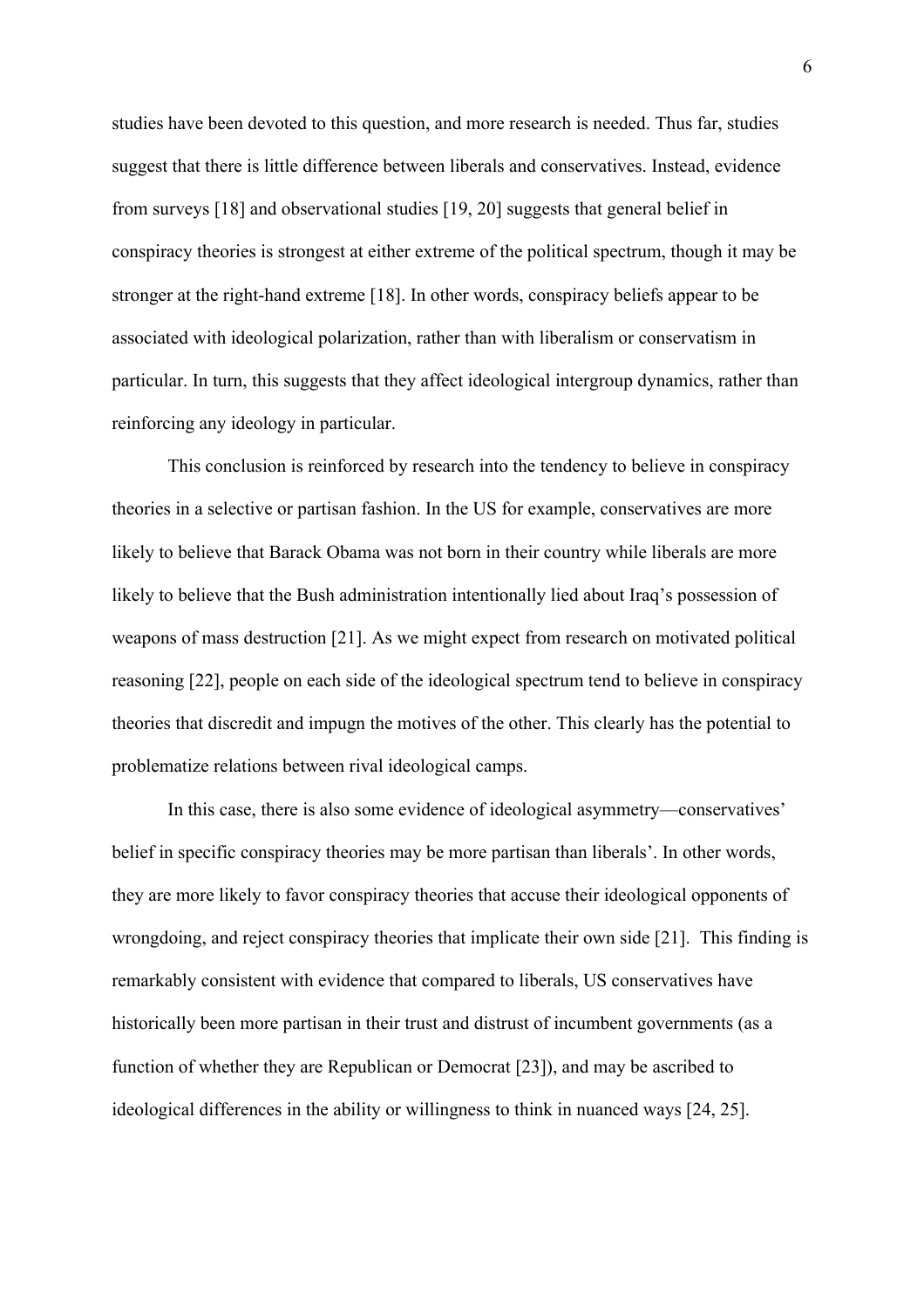studies have been devoted to this question, and more research is needed. Thus far, studies suggest that there is little difference between liberals and conservatives. Instead, evidence from surveys [18] and observational studies [19, 20] suggests that general belief in conspiracy theories is strongest at either extreme of the political spectrum, though it may be stronger at the right-hand extreme [18]. In other words, conspiracy beliefs appear to be associated with ideological polarization, rather than with liberalism or conservatism in particular. In turn, this suggests that they affect ideological intergroup dynamics, rather than reinforcing any ideology in particular.

This conclusion is reinforced by research into the tendency to believe in conspiracy theories in a selective or partisan fashion. In the US for example, conservatives are more likely to believe that Barack Obama was not born in their country while liberals are more likely to believe that the Bush administration intentionally lied about Iraq's possession of weapons of mass destruction [21]. As we might expect from research on motivated political reasoning [22], people on each side of the ideological spectrum tend to believe in conspiracy theories that discredit and impugn the motives of the other. This clearly has the potential to problematize relations between rival ideological camps.

In this case, there is also some evidence of ideological asymmetry—conservatives' belief in specific conspiracy theories may be more partisan than liberals'. In other words, they are more likely to favor conspiracy theories that accuse their ideological opponents of wrongdoing, and reject conspiracy theories that implicate their own side [21]. This finding is remarkably consistent with evidence that compared to liberals, US conservatives have historically been more partisan in their trust and distrust of incumbent governments (as a function of whether they are Republican or Democrat [23]), and may be ascribed to ideological differences in the ability or willingness to think in nuanced ways [24, 25].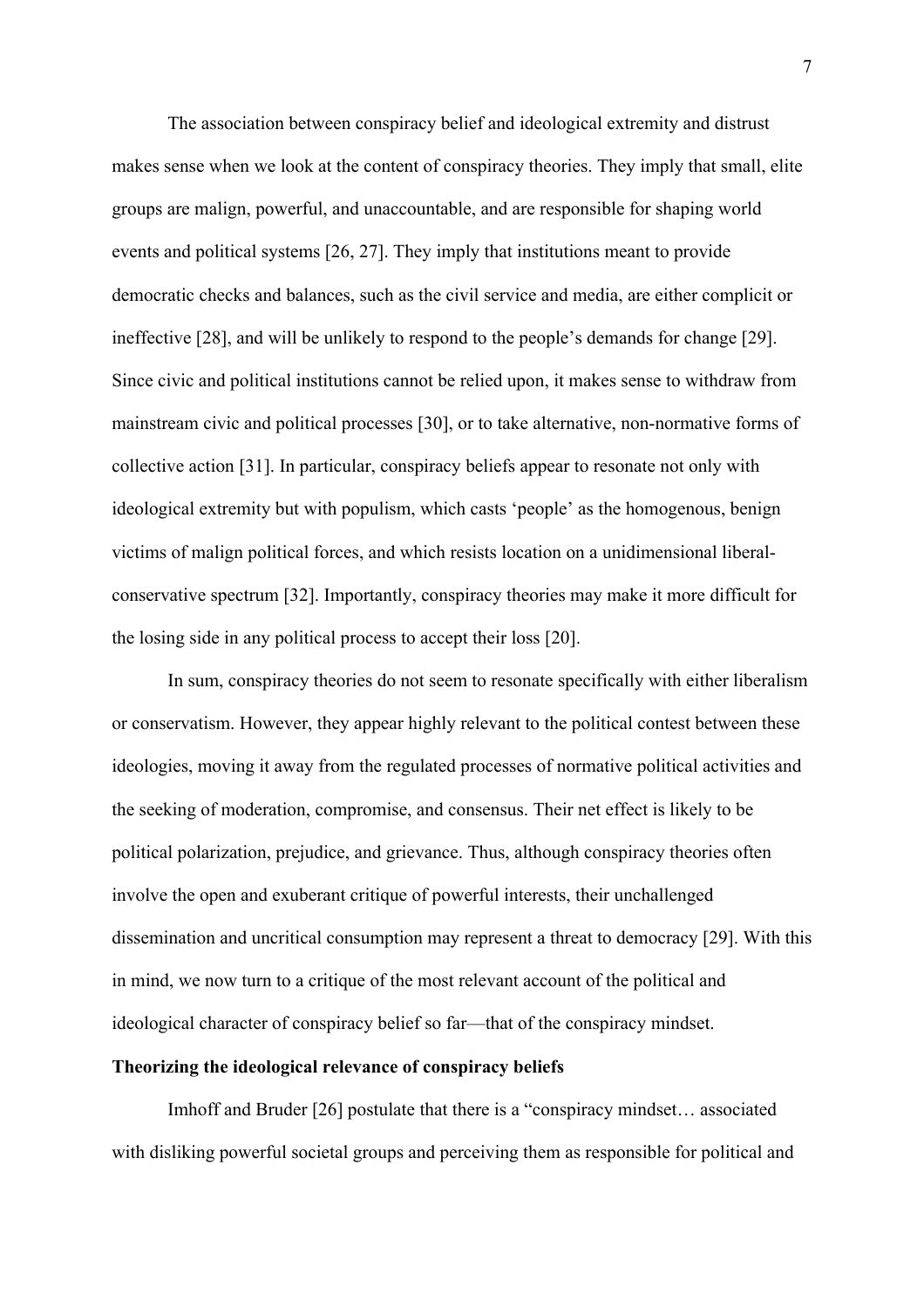The association between conspiracy belief and ideological extremity and distrust makes sense when we look at the content of conspiracy theories. They imply that small, elite groups are malign, powerful, and unaccountable, and are responsible for shaping world events and political systems [26, 27]. They imply that institutions meant to provide democratic checks and balances, such as the civil service and media, are either complicit or ineffective [28], and will be unlikely to respond to the people's demands for change [29]. Since civic and political institutions cannot be relied upon, it makes sense to withdraw from mainstream civic and political processes [30], or to take alternative, non-normative forms of collective action [31]. In particular, conspiracy beliefs appear to resonate not only with ideological extremity but with populism, which casts 'people' as the homogenous, benign victims of malign political forces, and which resists location on a unidimensional liberal-conservative spectrum [32]. Importantly, conspiracy theories may make it more difficult for the losing side in any political process to accept their loss [20].

In sum, conspiracy theories do not seem to resonate specifically with either liberalism or conservatism. However, they appear highly relevant to the political contest between these ideologies, moving it away from the regulated processes of normative political activities and the seeking of moderation, compromise, and consensus. Their net effect is likely to be political polarization, prejudice, and grievance. Thus, although conspiracy theories often involve the open and exuberant critique of powerful interests, their unchallenged dissemination and uncritical consumption may represent a threat to democracy [29]. With this in mind, we now turn to a critique of the most relevant account of the political and ideological character of conspiracy belief so far—that of the conspiracy mindset.

**Theorizing the ideological relevance of conspiracy beliefs**

Imhoff and Bruder [26] postulate that there is a "conspiracy mindset… associated with disliking powerful societal groups and perceiving them as responsible for political and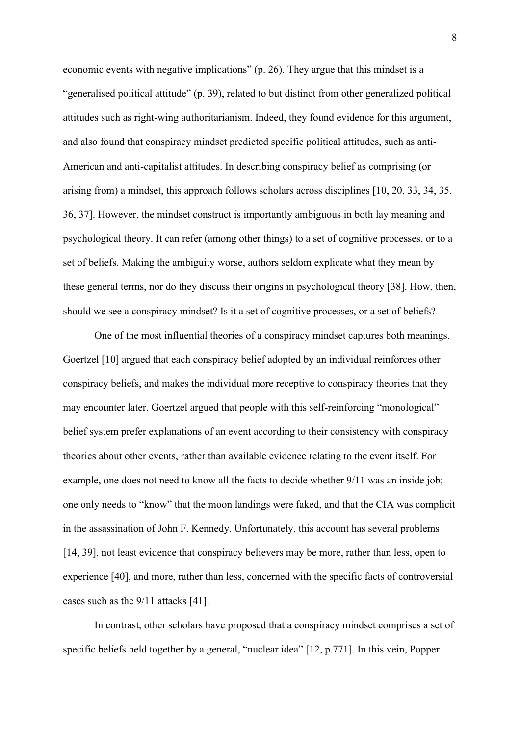economic events with negative implications" (p. 26). They argue that this mindset is a "generalised political attitude" (p. 39), related to but distinct from other generalized political attitudes such as right-wing authoritarianism. Indeed, they found evidence for this argument, and also found that conspiracy mindset predicted specific political attitudes, such as anti-American and anti-capitalist attitudes. In describing conspiracy belief as comprising (or arising from) a mindset, this approach follows scholars across disciplines [10, 20, 33, 34, 35, 36, 37]. However, the mindset construct is importantly ambiguous in both lay meaning and psychological theory. It can refer (among other things) to a set of cognitive processes, or to a set of beliefs. Making the ambiguity worse, authors seldom explicate what they mean by these general terms, nor do they discuss their origins in psychological theory [38]. How, then, should we see a conspiracy mindset? Is it a set of cognitive processes, or a set of beliefs?

One of the most influential theories of a conspiracy mindset captures both meanings. Goertzel [10] argued that each conspiracy belief adopted by an individual reinforces other conspiracy beliefs, and makes the individual more receptive to conspiracy theories that they may encounter later. Goertzel argued that people with this self-reinforcing "monological" belief system prefer explanations of an event according to their consistency with conspiracy theories about other events, rather than available evidence relating to the event itself. For example, one does not need to know all the facts to decide whether 9/11 was an inside job; one only needs to "know" that the moon landings were faked, and that the CIA was complicit in the assassination of John F. Kennedy. Unfortunately, this account has several problems [14, 39], not least evidence that conspiracy believers may be more, rather than less, open to experience [40], and more, rather than less, concerned with the specific facts of controversial cases such as the 9/11 attacks [41].

In contrast, other scholars have proposed that a conspiracy mindset comprises a set of specific beliefs held together by a general, "nuclear idea" [12, p.771]. In this vein, Popper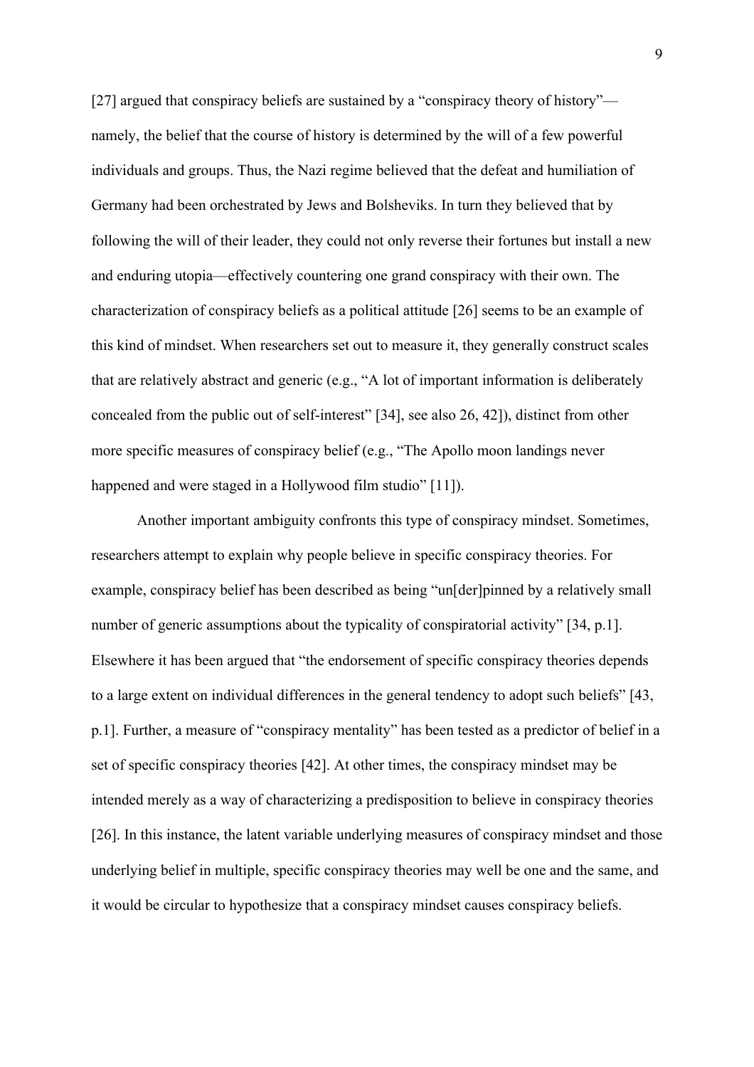[27] argued that conspiracy beliefs are sustained by a "conspiracy theory of history"—namely, the belief that the course of history is determined by the will of a few powerful individuals and groups. Thus, the Nazi regime believed that the defeat and humiliation of Germany had been orchestrated by Jews and Bolsheviks. In turn they believed that by following the will of their leader, they could not only reverse their fortunes but install a new and enduring utopia—effectively countering one grand conspiracy with their own. The characterization of conspiracy beliefs as a political attitude [26] seems to be an example of this kind of mindset. When researchers set out to measure it, they generally construct scales that are relatively abstract and generic (e.g., "A lot of important information is deliberately concealed from the public out of self-interest" [34], see also 26, 42]), distinct from other more specific measures of conspiracy belief (e.g., "The Apollo moon landings never happened and were staged in a Hollywood film studio" [11]).

Another important ambiguity confronts this type of conspiracy mindset. Sometimes, researchers attempt to explain why people believe in specific conspiracy theories. For example, conspiracy belief has been described as being "un[der]pinned by a relatively small number of generic assumptions about the typicality of conspiratorial activity" [34, p.1]. Elsewhere it has been argued that "the endorsement of specific conspiracy theories depends to a large extent on individual differences in the general tendency to adopt such beliefs" [43, p.1]. Further, a measure of "conspiracy mentality" has been tested as a predictor of belief in a set of specific conspiracy theories [42]. At other times, the conspiracy mindset may be intended merely as a way of characterizing a predisposition to believe in conspiracy theories [26]. In this instance, the latent variable underlying measures of conspiracy mindset and those underlying belief in multiple, specific conspiracy theories may well be one and the same, and it would be circular to hypothesize that a conspiracy mindset causes conspiracy beliefs.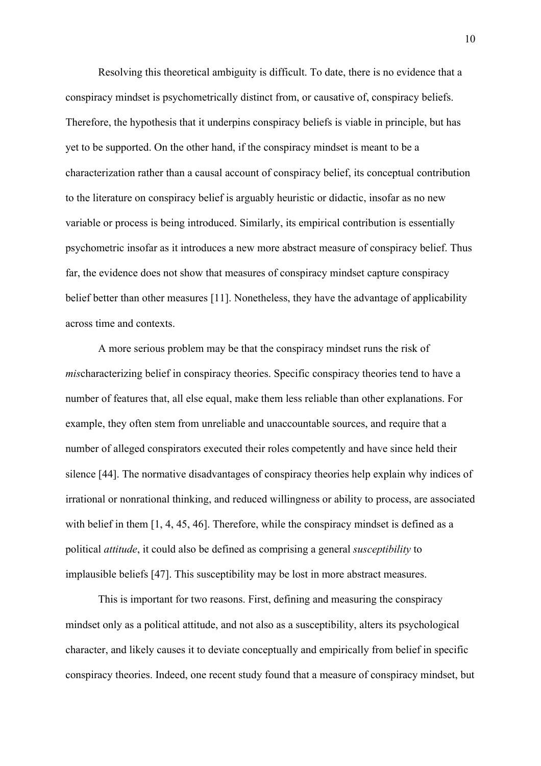Resolving this theoretical ambiguity is difficult. To date, there is no evidence that a conspiracy mindset is psychometrically distinct from, or causative of, conspiracy beliefs. Therefore, the hypothesis that it underpins conspiracy beliefs is viable in principle, but has yet to be supported. On the other hand, if the conspiracy mindset is meant to be a characterization rather than a causal account of conspiracy belief, its conceptual contribution to the literature on conspiracy belief is arguably heuristic or didactic, insofar as no new variable or process is being introduced. Similarly, its empirical contribution is essentially psychometric insofar as it introduces a new more abstract measure of conspiracy belief. Thus far, the evidence does not show that measures of conspiracy mindset capture conspiracy belief better than other measures [11]. Nonetheless, they have the advantage of applicability across time and contexts.

A more serious problem may be that the conspiracy mindset runs the risk of *mis*characterizing belief in conspiracy theories. Specific conspiracy theories tend to have a number of features that, all else equal, make them less reliable than other explanations. For example, they often stem from unreliable and unaccountable sources, and require that a number of alleged conspirators executed their roles competently and have since held their silence [44]. The normative disadvantages of conspiracy theories help explain why indices of irrational or nonrational thinking, and reduced willingness or ability to process, are associated with belief in them [1, 4, 45, 46]. Therefore, while the conspiracy mindset is defined as a political *attitude*, it could also be defined as comprising a general *susceptibility* to implausible beliefs [47]. This susceptibility may be lost in more abstract measures.

This is important for two reasons. First, defining and measuring the conspiracy mindset only as a political attitude, and not also as a susceptibility, alters its psychological character, and likely causes it to deviate conceptually and empirically from belief in specific conspiracy theories. Indeed, one recent study found that a measure of conspiracy mindset, but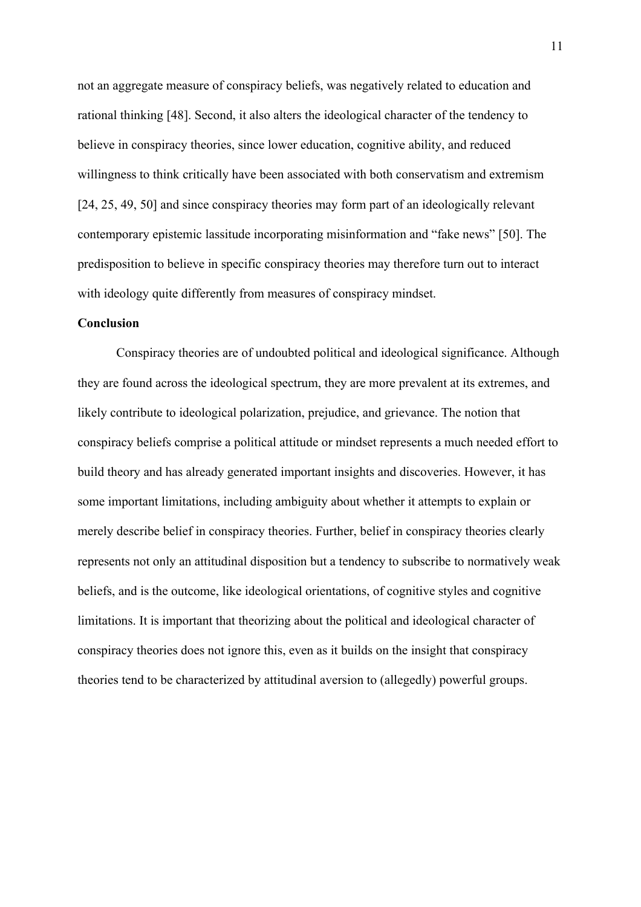not an aggregate measure of conspiracy beliefs, was negatively related to education and rational thinking [48]. Second, it also alters the ideological character of the tendency to believe in conspiracy theories, since lower education, cognitive ability, and reduced willingness to think critically have been associated with both conservatism and extremism [24, 25, 49, 50] and since conspiracy theories may form part of an ideologically relevant contemporary epistemic lassitude incorporating misinformation and "fake news" [50]. The predisposition to believe in specific conspiracy theories may therefore turn out to interact with ideology quite differently from measures of conspiracy mindset.

**Conclusion**

Conspiracy theories are of undoubted political and ideological significance. Although they are found across the ideological spectrum, they are more prevalent at its extremes, and likely contribute to ideological polarization, prejudice, and grievance. The notion that conspiracy beliefs comprise a political attitude or mindset represents a much needed effort to build theory and has already generated important insights and discoveries. However, it has some important limitations, including ambiguity about whether it attempts to explain or merely describe belief in conspiracy theories. Further, belief in conspiracy theories clearly represents not only an attitudinal disposition but a tendency to subscribe to normatively weak beliefs, and is the outcome, like ideological orientations, of cognitive styles and cognitive limitations. It is important that theorizing about the political and ideological character of conspiracy theories does not ignore this, even as it builds on the insight that conspiracy theories tend to be characterized by attitudinal aversion to (allegedly) powerful groups.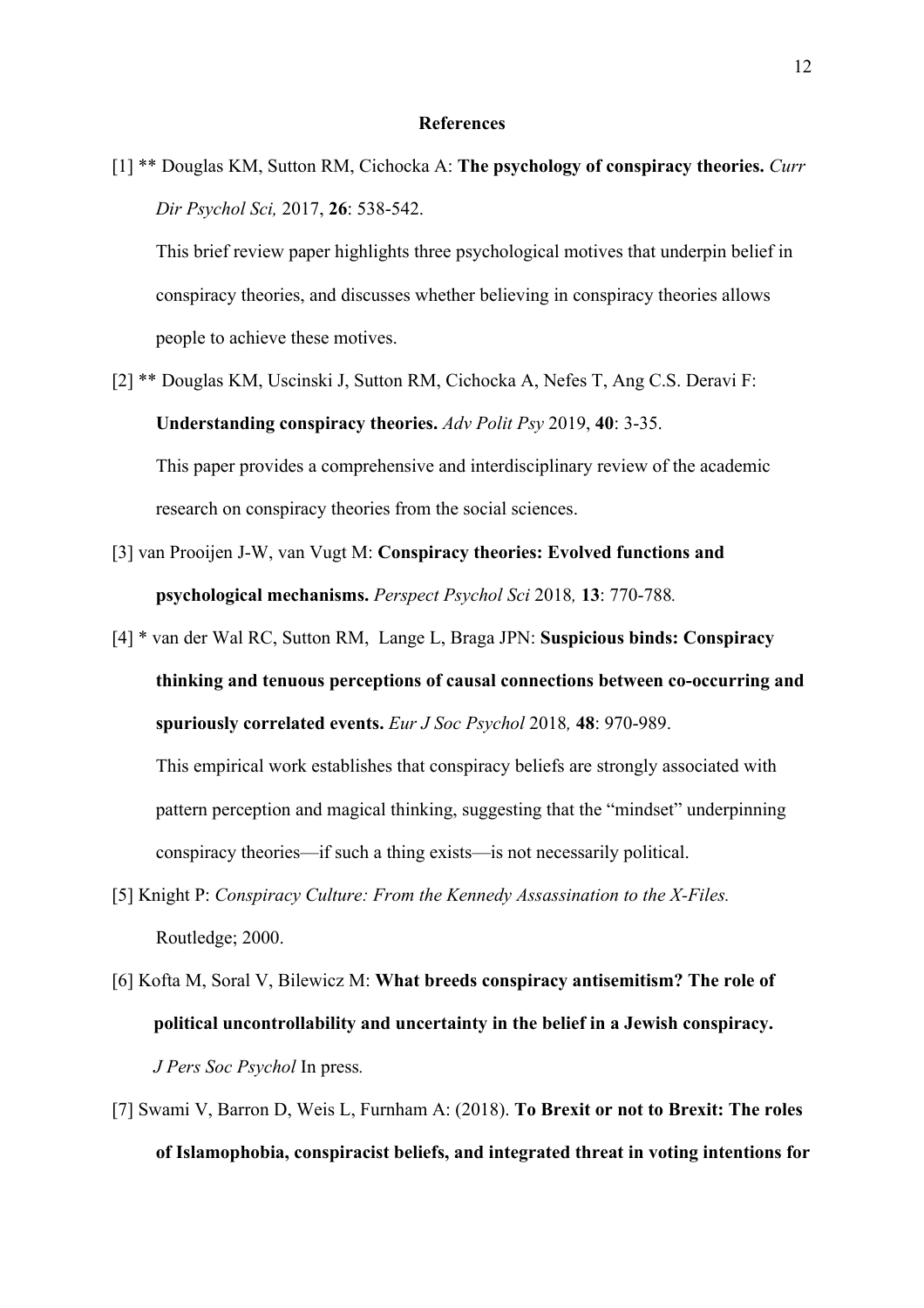## References

[1] ** Douglas KM, Sutton RM, Cichocka A: **The psychology of conspiracy theories.** *Curr Dir Psychol Sci,* 2017, **26**: 538-542.

This brief review paper highlights three psychological motives that underpin belief in conspiracy theories, and discusses whether believing in conspiracy theories allows people to achieve these motives.

[2] ** Douglas KM, Uscinski J, Sutton RM, Cichocka A, Nefes T, Ang C.S. Deravi F: **Understanding conspiracy theories.** *Adv Polit Psy* 2019, **40**: 3-35.

This paper provides a comprehensive and interdisciplinary review of the academic research on conspiracy theories from the social sciences.

[3] van Prooijen J-W, van Vugt M: **Conspiracy theories: Evolved functions and psychological mechanisms.** *Perspect Psychol Sci* 2018*,* **13**: 770-788*.*

[4] * van der Wal RC, Sutton RM, Lange L, Braga JPN: **Suspicious binds: Conspiracy thinking and tenuous perceptions of causal connections between co-occurring and spuriously correlated events.** *Eur J Soc Psychol* 2018*,* **48**: 970-989.

This empirical work establishes that conspiracy beliefs are strongly associated with pattern perception and magical thinking, suggesting that the "mindset" underpinning conspiracy theories—if such a thing exists—is not necessarily political.

[5] Knight P: *Conspiracy Culture: From the Kennedy Assassination to the X-Files.* Routledge; 2000.

[6] Kofta M, Soral V, Bilewicz M: **What breeds conspiracy antisemitism? The role of political uncontrollability and uncertainty in the belief in a Jewish conspiracy.** *J Pers Soc Psychol* In press*.*

[7] Swami V, Barron D, Weis L, Furnham A: (2018). **To Brexit or not to Brexit: The roles of Islamophobia, conspiracist beliefs, and integrated threat in voting intentions for**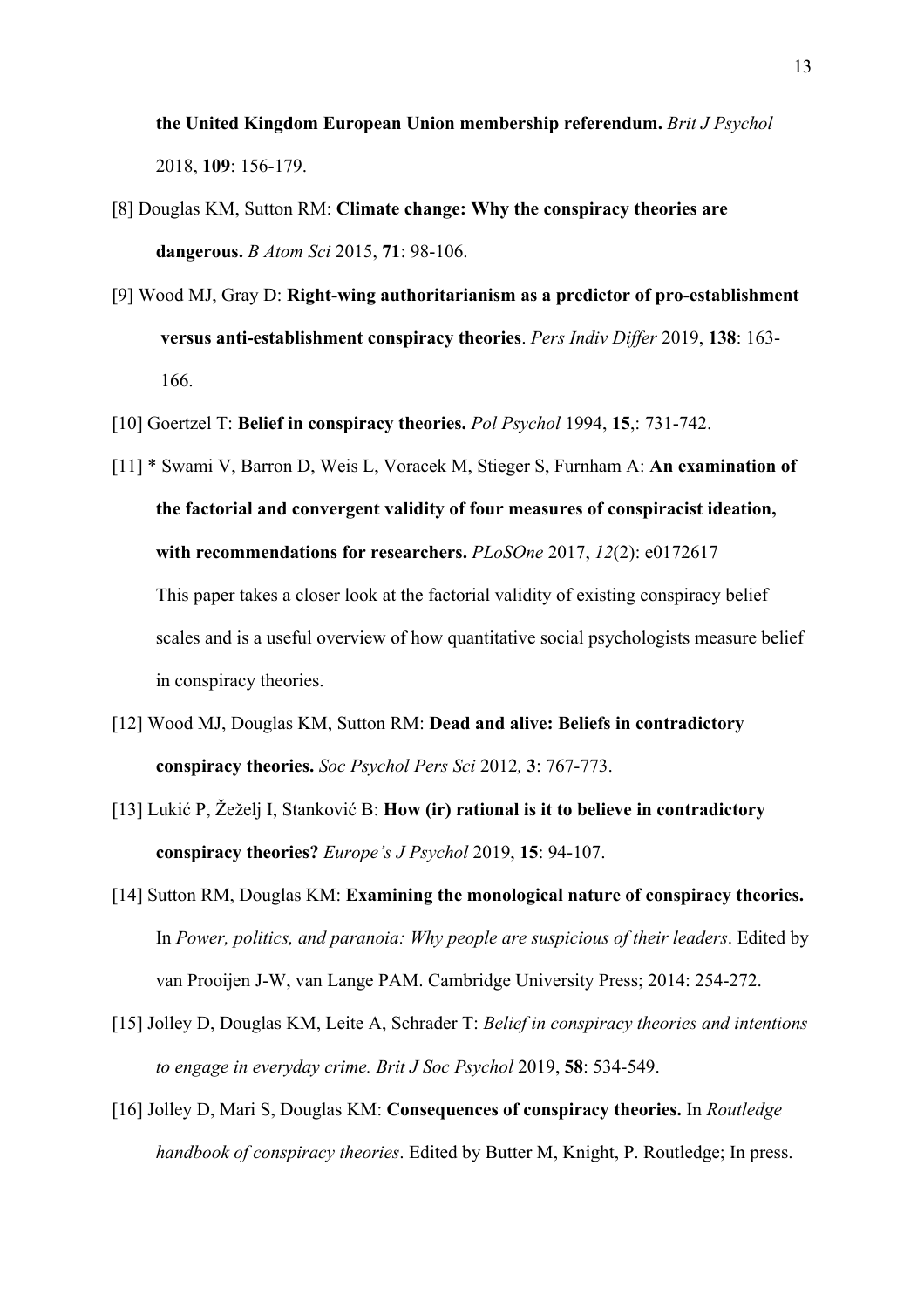**the United Kingdom European Union membership referendum.** *Brit J Psychol* 2018, **109**: 156-179.

[8] Douglas KM, Sutton RM: **Climate change: Why the conspiracy theories are dangerous.** *B Atom Sci* 2015, **71**: 98-106.

[9] Wood MJ, Gray D: **Right-wing authoritarianism as a predictor of pro-establishment versus anti-establishment conspiracy theories**. *Pers Indiv Differ* 2019, **138**: 163-166.

[10] Goertzel T: **Belief in conspiracy theories.** *Pol Psychol* 1994, **15**,: 731-742.

[11] * Swami V, Barron D, Weis L, Voracek M, Stieger S, Furnham A: **An examination of the factorial and convergent validity of four measures of conspiracist ideation, with recommendations for researchers.** *PLoSOne* 2017, *12*(2): e0172617

This paper takes a closer look at the factorial validity of existing conspiracy belief scales and is a useful overview of how quantitative social psychologists measure belief in conspiracy theories.

[12] Wood MJ, Douglas KM, Sutton RM: **Dead and alive: Beliefs in contradictory conspiracy theories.** *Soc Psychol Pers Sci* 2012*,* **3**: 767-773.

[13] Lukić P, Žeželj I, Stanković B: **How (ir) rational is it to believe in contradictory conspiracy theories?** *Europe's J Psychol* 2019, **15**: 94-107.

[14] Sutton RM, Douglas KM: **Examining the monological nature of conspiracy theories.** In *Power, politics, and paranoia: Why people are suspicious of their leaders*. Edited by van Prooijen J-W, van Lange PAM. Cambridge University Press; 2014: 254-272.

[15] Jolley D, Douglas KM, Leite A, Schrader T: *Belief in conspiracy theories and intentions to engage in everyday crime. Brit J Soc Psychol* 2019, **58**: 534-549.

[16] Jolley D, Mari S, Douglas KM: **Consequences of conspiracy theories.** In *Routledge handbook of conspiracy theories*. Edited by Butter M, Knight, P. Routledge; In press.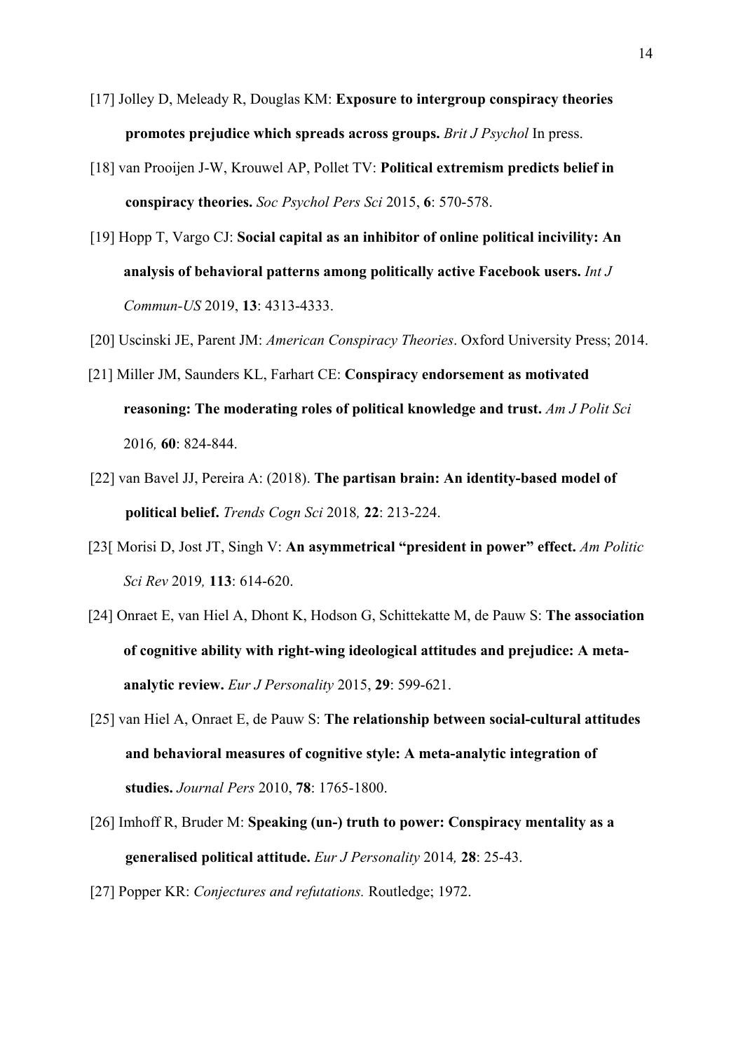[17] Jolley D, Meleady R, Douglas KM: **Exposure to intergroup conspiracy theories promotes prejudice which spreads across groups.** *Brit J Psychol* In press.

[18] van Prooijen J-W, Krouwel AP, Pollet TV: **Political extremism predicts belief in conspiracy theories.** *Soc Psychol Pers Sci* 2015, **6**: 570-578.

[19] Hopp T, Vargo CJ: **Social capital as an inhibitor of online political incivility: An analysis of behavioral patterns among politically active Facebook users.** *Int J Commun-US* 2019, **13**: 4313-4333.

[20] Uscinski JE, Parent JM: *American Conspiracy Theories*. Oxford University Press; 2014.

[21] Miller JM, Saunders KL, Farhart CE: **Conspiracy endorsement as motivated reasoning: The moderating roles of political knowledge and trust.** *Am J Polit Sci* 2016*,* **60**: 824-844.

[22] van Bavel JJ, Pereira A: (2018). **The partisan brain: An identity-based model of political belief.** *Trends Cogn Sci* 2018*,* **22**: 213-224.

[23[ Morisi D, Jost JT, Singh V: **An asymmetrical "president in power" effect.** *Am Politic Sci Rev* 2019*,* **113**: 614-620.

[24] Onraet E, van Hiel A, Dhont K, Hodson G, Schittekatte M, de Pauw S: **The association of cognitive ability with right-wing ideological attitudes and prejudice: A meta-analytic review.** *Eur J Personality* 2015, **29**: 599-621.

[25] van Hiel A, Onraet E, de Pauw S: **The relationship between social-cultural attitudes and behavioral measures of cognitive style: A meta-analytic integration of studies.** *Journal Pers* 2010, **78**: 1765-1800.

[26] Imhoff R, Bruder M: **Speaking (un-) truth to power: Conspiracy mentality as a generalised political attitude.** *Eur J Personality* 2014*,* **28**: 25-43.

[27] Popper KR: *Conjectures and refutations.* Routledge; 1972.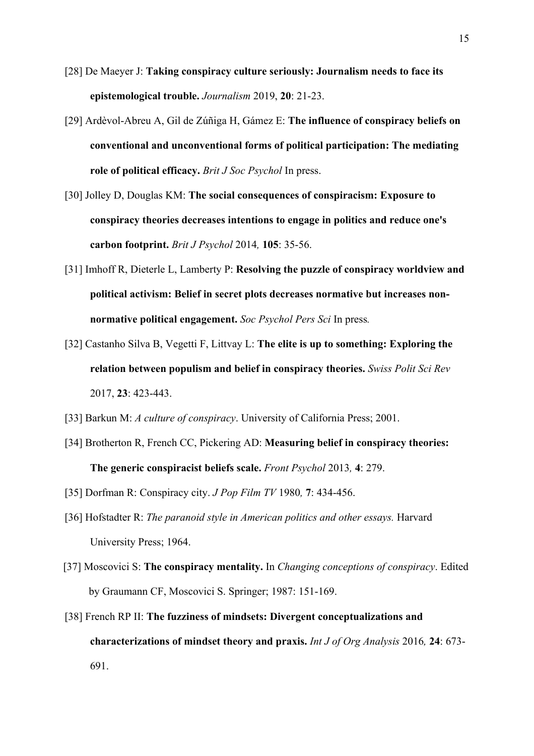[28] De Maeyer J: **Taking conspiracy culture seriously: Journalism needs to face its epistemological trouble.** *Journalism* 2019, **20**: 21-23.

[29] Ardèvol-Abreu A, Gil de Zúñiga H, Gámez E: **The influence of conspiracy beliefs on conventional and unconventional forms of political participation: The mediating role of political efficacy.** *Brit J Soc Psychol* In press.

[30] Jolley D, Douglas KM: **The social consequences of conspiracism: Exposure to conspiracy theories decreases intentions to engage in politics and reduce one's carbon footprint.** *Brit J Psychol* 2014*,* **105**: 35-56.

[31] Imhoff R, Dieterle L, Lamberty P: **Resolving the puzzle of conspiracy worldview and political activism: Belief in secret plots decreases normative but increases non-normative political engagement.** *Soc Psychol Pers Sci* In press*.*

[32] Castanho Silva B, Vegetti F, Littvay L: **The elite is up to something: Exploring the relation between populism and belief in conspiracy theories.** *Swiss Polit Sci Rev* 2017, **23**: 423-443.

[33] Barkun M: *A culture of conspiracy*. University of California Press; 2001.

[34] Brotherton R, French CC, Pickering AD: **Measuring belief in conspiracy theories: The generic conspiracist beliefs scale.** *Front Psychol* 2013*,* **4**: 279.

[35] Dorfman R: Conspiracy city. *J Pop Film TV* 1980*,* **7**: 434-456.

[36] Hofstadter R: *The paranoid style in American politics and other essays.* Harvard University Press; 1964.

[37] Moscovici S: **The conspiracy mentality.** In *Changing conceptions of conspiracy*. Edited by Graumann CF, Moscovici S. Springer; 1987: 151-169.

[38] French RP II: **The fuzziness of mindsets: Divergent conceptualizations and characterizations of mindset theory and praxis.** *Int J of Org Analysis* 2016*,* **24**: 673-691.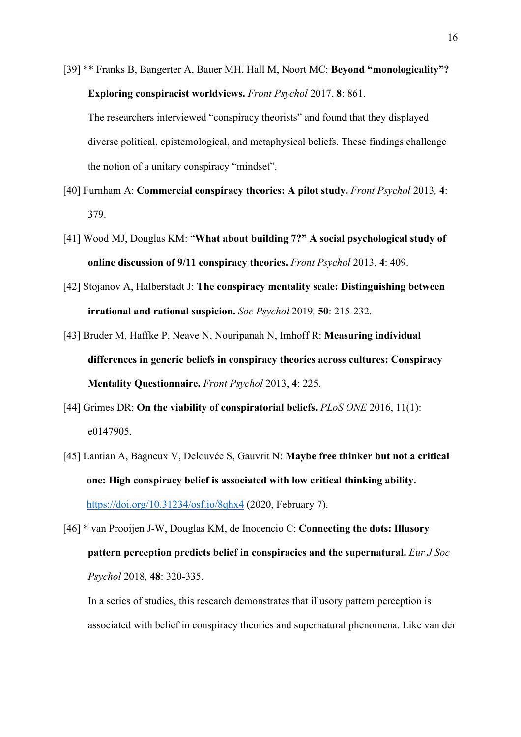[39] ** Franks B, Bangerter A, Bauer MH, Hall M, Noort MC: **Beyond "monologicality"? Exploring conspiracist worldviews.** *Front Psychol* 2017, **8**: 861.

The researchers interviewed "conspiracy theorists" and found that they displayed diverse political, epistemological, and metaphysical beliefs. These findings challenge the notion of a unitary conspiracy "mindset".

[40] Furnham A: **Commercial conspiracy theories: A pilot study.** *Front Psychol* 2013*,* **4**: 379.

[41] Wood MJ, Douglas KM: "**What about building 7?" A social psychological study of online discussion of 9/11 conspiracy theories.** *Front Psychol* 2013*,* **4**: 409.

[42] Stojanov A, Halberstadt J: **The conspiracy mentality scale: Distinguishing between irrational and rational suspicion.** *Soc Psychol* 2019*,* **50**: 215-232.

[43] Bruder M, Haffke P, Neave N, Nouripanah N, Imhoff R: **Measuring individual differences in generic beliefs in conspiracy theories across cultures: Conspiracy Mentality Questionnaire.** *Front Psychol* 2013, **4**: 225.

[44] Grimes DR: **On the viability of conspiratorial beliefs.** *PLoS ONE* 2016, 11(1): e0147905.

[45] Lantian A, Bagneux V, Delouvée S, Gauvrit N: **Maybe free thinker but not a critical one: High conspiracy belief is associated with low critical thinking ability.** https://doi.org/10.31234/osf.io/8qhx4 (2020, February 7).

[46] * van Prooijen J-W, Douglas KM, de Inocencio C: **Connecting the dots: Illusory pattern perception predicts belief in conspiracies and the supernatural.** *Eur J Soc Psychol* 2018*,* **48**: 320-335.

In a series of studies, this research demonstrates that illusory pattern perception is associated with belief in conspiracy theories and supernatural phenomena. Like van der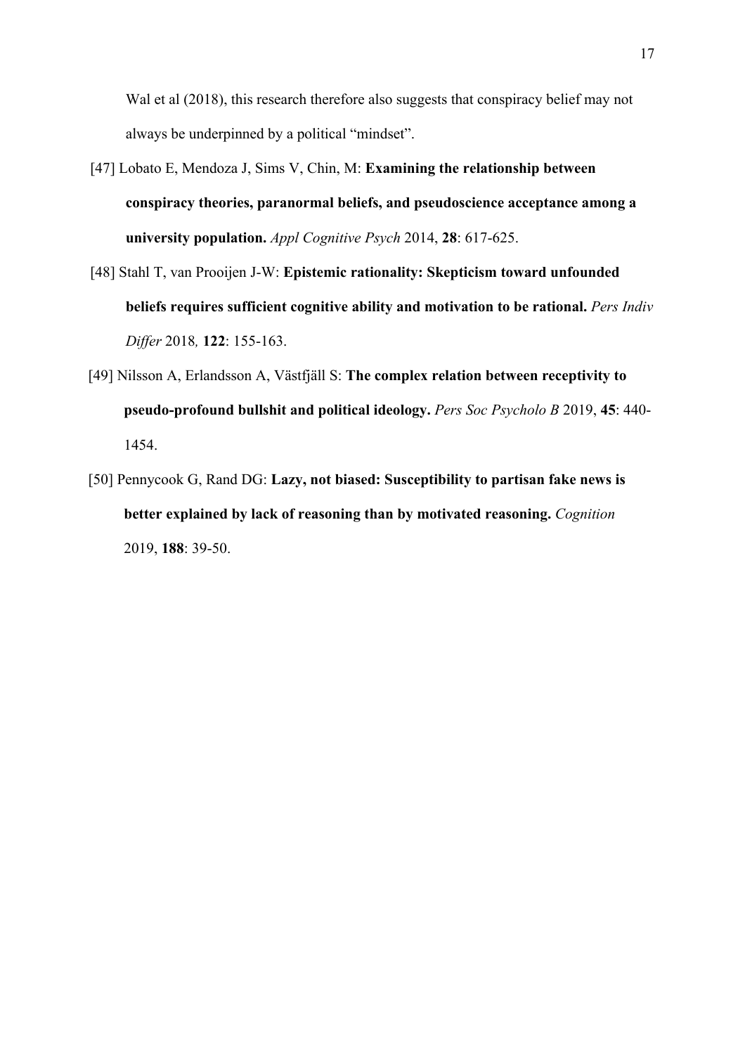Wal et al (2018), this research therefore also suggests that conspiracy belief may not always be underpinned by a political "mindset".

[47] Lobato E, Mendoza J, Sims V, Chin, M: **Examining the relationship between conspiracy theories, paranormal beliefs, and pseudoscience acceptance among a university population.** *Appl Cognitive Psych* 2014, **28**: 617-625.

[48] Stahl T, van Prooijen J-W: **Epistemic rationality: Skepticism toward unfounded beliefs requires sufficient cognitive ability and motivation to be rational.** *Pers Indiv Differ* 2018*,* **122**: 155-163.

[49] Nilsson A, Erlandsson A, Västfjäll S: **The complex relation between receptivity to pseudo-profound bullshit and political ideology.** *Pers Soc Psycholo B* 2019, **45**: 440-1454.

[50] Pennycook G, Rand DG: **Lazy, not biased: Susceptibility to partisan fake news is better explained by lack of reasoning than by motivated reasoning.** *Cognition* 2019, **188**: 39-50.